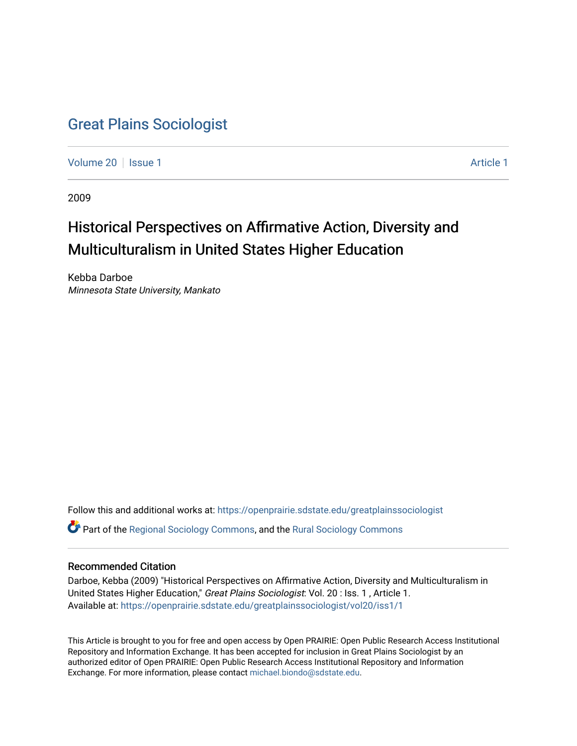# Great Plains Sociologist

Volume 20 | Issue 1 Article 1

2009

## Historical Perspectives on Affirmative Action, Diversity and Multiculturalism in United States Higher Education

Kebba Darboe
*Minnesota State University, Mankato*

Follow this and additional works at: https://openprairie.sdstate.edu/greatplainssociologist

Part of the Regional Sociology Commons, and the Rural Sociology Commons

### Recommended Citation

Darboe, Kebba (2009) "Historical Perspectives on Affirmative Action, Diversity and Multiculturalism in United States Higher Education," *Great Plains Sociologist*: Vol. 20 : Iss. 1 , Article 1.
Available at: https://openprairie.sdstate.edu/greatplainssociologist/vol20/iss1/1

This Article is brought to you for free and open access by Open PRAIRIE: Open Public Research Access Institutional Repository and Information Exchange. It has been accepted for inclusion in Great Plains Sociologist by an authorized editor of Open PRAIRIE: Open Public Research Access Institutional Repository and Information Exchange. For more information, please contact michael.biondo@sdstate.edu.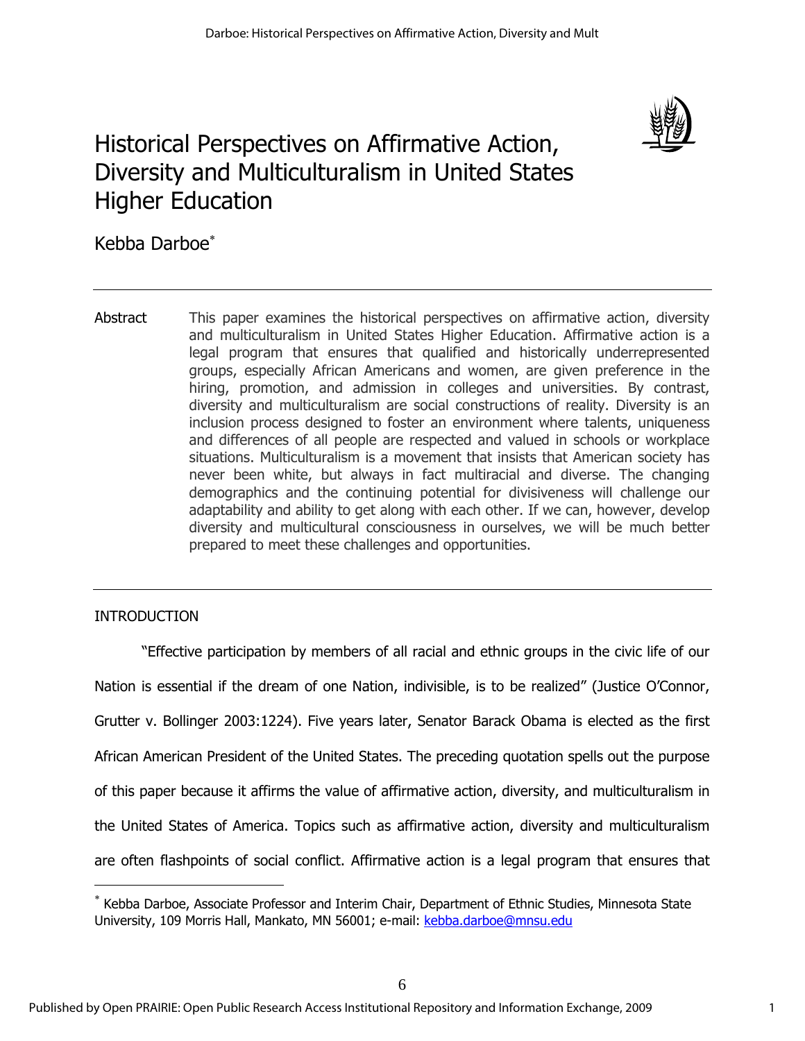# Historical Perspectives on Affirmative Action, Diversity and Multiculturalism in United States Higher Education

Kebba Darboe[*]

**Abstract** This paper examines the historical perspectives on affirmative action, diversity and multiculturalism in United States Higher Education. Affirmative action is a legal program that ensures that qualified and historically underrepresented groups, especially African Americans and women, are given preference in the hiring, promotion, and admission in colleges and universities. By contrast, diversity and multiculturalism are social constructions of reality. Diversity is an inclusion process designed to foster an environment where talents, uniqueness and differences of all people are respected and valued in schools or workplace situations. Multiculturalism is a movement that insists that American society has never been white, but always in fact multiracial and diverse. The changing demographics and the continuing potential for divisiveness will challenge our adaptability and ability to get along with each other. If we can, however, develop diversity and multicultural consciousness in ourselves, we will be much better prepared to meet these challenges and opportunities.

## INTRODUCTION

"Effective participation by members of all racial and ethnic groups in the civic life of our Nation is essential if the dream of one Nation, indivisible, is to be realized" (Justice O'Connor, Grutter v. Bollinger 2003:1224). Five years later, Senator Barack Obama is elected as the first African American President of the United States. The preceding quotation spells out the purpose of this paper because it affirms the value of affirmative action, diversity, and multiculturalism in the United States of America. Topics such as affirmative action, diversity and multiculturalism are often flashpoints of social conflict. Affirmative action is a legal program that ensures that

---

[*] Kebba Darboe, Associate Professor and Interim Chair, Department of Ethnic Studies, Minnesota State University, 109 Morris Hall, Mankato, MN 56001; e-mail: kebba.darboe@mnsu.edu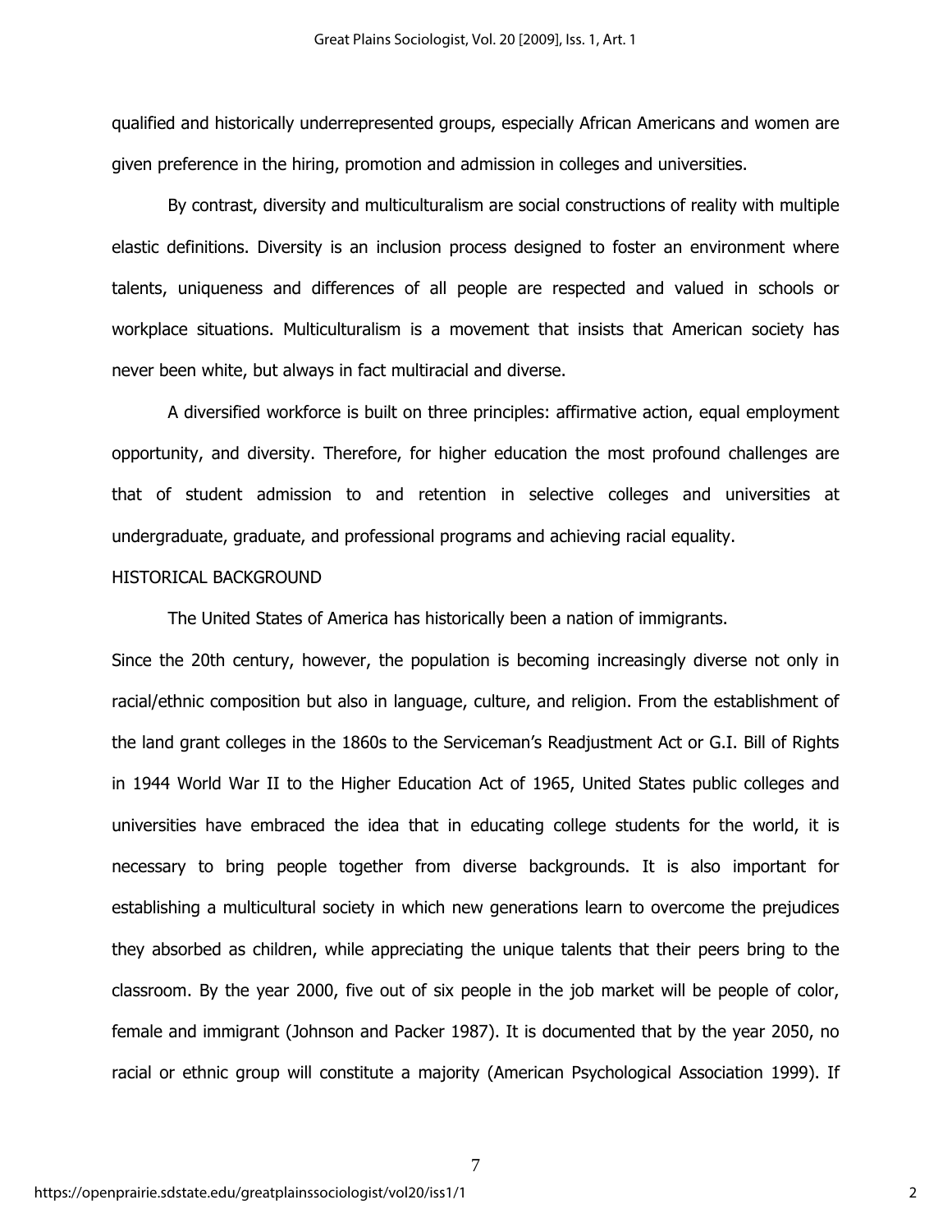qualified and historically underrepresented groups, especially African Americans and women are given preference in the hiring, promotion and admission in colleges and universities.

By contrast, diversity and multiculturalism are social constructions of reality with multiple elastic definitions. Diversity is an inclusion process designed to foster an environment where talents, uniqueness and differences of all people are respected and valued in schools or workplace situations. Multiculturalism is a movement that insists that American society has never been white, but always in fact multiracial and diverse.

A diversified workforce is built on three principles: affirmative action, equal employment opportunity, and diversity. Therefore, for higher education the most profound challenges are that of student admission to and retention in selective colleges and universities at undergraduate, graduate, and professional programs and achieving racial equality.

## HISTORICAL BACKGROUND

The United States of America has historically been a nation of immigrants.

Since the 20th century, however, the population is becoming increasingly diverse not only in racial/ethnic composition but also in language, culture, and religion. From the establishment of the land grant colleges in the 1860s to the Serviceman's Readjustment Act or G.I. Bill of Rights in 1944 World War II to the Higher Education Act of 1965, United States public colleges and universities have embraced the idea that in educating college students for the world, it is necessary to bring people together from diverse backgrounds. It is also important for establishing a multicultural society in which new generations learn to overcome the prejudices they absorbed as children, while appreciating the unique talents that their peers bring to the classroom. By the year 2000, five out of six people in the job market will be people of color, female and immigrant (Johnson and Packer 1987). It is documented that by the year 2050, no racial or ethnic group will constitute a majority (American Psychological Association 1999). If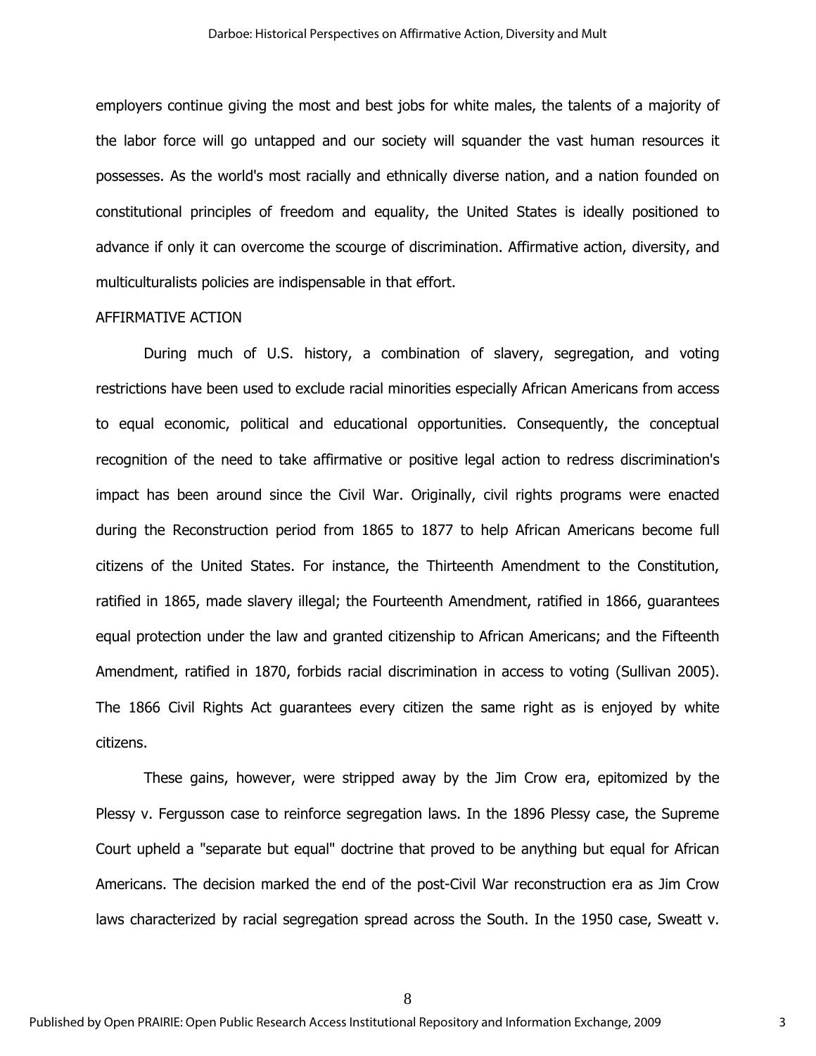employers continue giving the most and best jobs for white males, the talents of a majority of the labor force will go untapped and our society will squander the vast human resources it possesses. As the world's most racially and ethnically diverse nation, and a nation founded on constitutional principles of freedom and equality, the United States is ideally positioned to advance if only it can overcome the scourge of discrimination. Affirmative action, diversity, and multiculturalists policies are indispensable in that effort.

## AFFIRMATIVE ACTION

During much of U.S. history, a combination of slavery, segregation, and voting restrictions have been used to exclude racial minorities especially African Americans from access to equal economic, political and educational opportunities. Consequently, the conceptual recognition of the need to take affirmative or positive legal action to redress discrimination's impact has been around since the Civil War. Originally, civil rights programs were enacted during the Reconstruction period from 1865 to 1877 to help African Americans become full citizens of the United States. For instance, the Thirteenth Amendment to the Constitution, ratified in 1865, made slavery illegal; the Fourteenth Amendment, ratified in 1866, guarantees equal protection under the law and granted citizenship to African Americans; and the Fifteenth Amendment, ratified in 1870, forbids racial discrimination in access to voting (Sullivan 2005). The 1866 Civil Rights Act guarantees every citizen the same right as is enjoyed by white citizens.

These gains, however, were stripped away by the Jim Crow era, epitomized by the Plessy v. Fergusson case to reinforce segregation laws. In the 1896 Plessy case, the Supreme Court upheld a "separate but equal" doctrine that proved to be anything but equal for African Americans. The decision marked the end of the post-Civil War reconstruction era as Jim Crow laws characterized by racial segregation spread across the South. In the 1950 case, Sweatt v.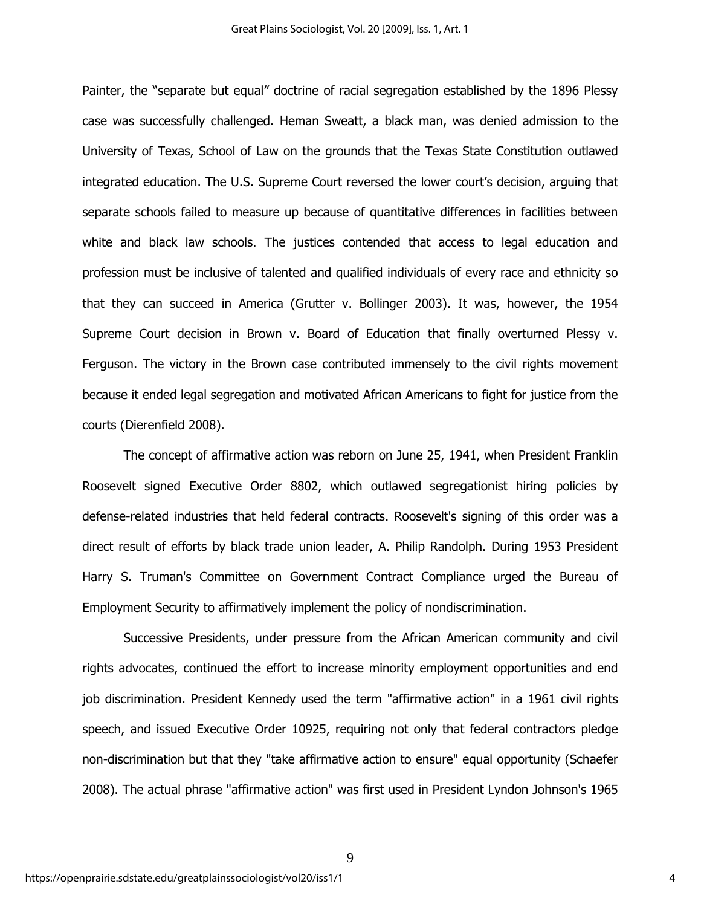Painter, the "separate but equal" doctrine of racial segregation established by the 1896 Plessy case was successfully challenged. Heman Sweatt, a black man, was denied admission to the University of Texas, School of Law on the grounds that the Texas State Constitution outlawed integrated education. The U.S. Supreme Court reversed the lower court's decision, arguing that separate schools failed to measure up because of quantitative differences in facilities between white and black law schools. The justices contended that access to legal education and profession must be inclusive of talented and qualified individuals of every race and ethnicity so that they can succeed in America (Grutter v. Bollinger 2003). It was, however, the 1954 Supreme Court decision in Brown v. Board of Education that finally overturned Plessy v. Ferguson. The victory in the Brown case contributed immensely to the civil rights movement because it ended legal segregation and motivated African Americans to fight for justice from the courts (Dierenfield 2008).

The concept of affirmative action was reborn on June 25, 1941, when President Franklin Roosevelt signed Executive Order 8802, which outlawed segregationist hiring policies by defense-related industries that held federal contracts. Roosevelt's signing of this order was a direct result of efforts by black trade union leader, A. Philip Randolph. During 1953 President Harry S. Truman's Committee on Government Contract Compliance urged the Bureau of Employment Security to affirmatively implement the policy of nondiscrimination.

Successive Presidents, under pressure from the African American community and civil rights advocates, continued the effort to increase minority employment opportunities and end job discrimination. President Kennedy used the term "affirmative action" in a 1961 civil rights speech, and issued Executive Order 10925, requiring not only that federal contractors pledge non-discrimination but that they "take affirmative action to ensure" equal opportunity (Schaefer 2008). The actual phrase "affirmative action" was first used in President Lyndon Johnson's 1965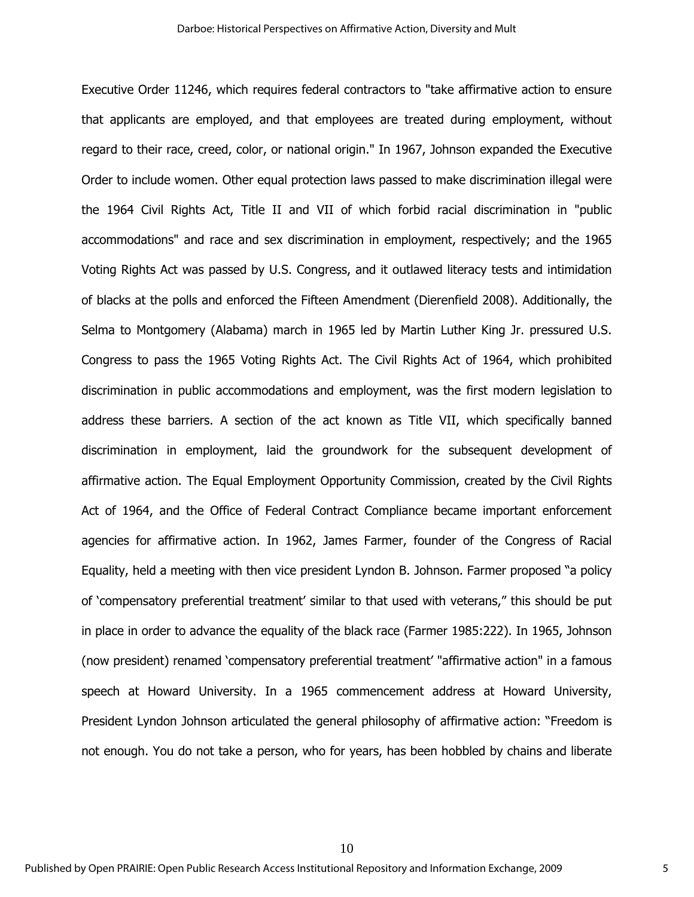Executive Order 11246, which requires federal contractors to "take affirmative action to ensure that applicants are employed, and that employees are treated during employment, without regard to their race, creed, color, or national origin." In 1967, Johnson expanded the Executive Order to include women. Other equal protection laws passed to make discrimination illegal were the 1964 Civil Rights Act, Title II and VII of which forbid racial discrimination in "public accommodations" and race and sex discrimination in employment, respectively; and the 1965 Voting Rights Act was passed by U.S. Congress, and it outlawed literacy tests and intimidation of blacks at the polls and enforced the Fifteen Amendment (Dierenfield 2008). Additionally, the Selma to Montgomery (Alabama) march in 1965 led by Martin Luther King Jr. pressured U.S. Congress to pass the 1965 Voting Rights Act. The Civil Rights Act of 1964, which prohibited discrimination in public accommodations and employment, was the first modern legislation to address these barriers. A section of the act known as Title VII, which specifically banned discrimination in employment, laid the groundwork for the subsequent development of affirmative action. The Equal Employment Opportunity Commission, created by the Civil Rights Act of 1964, and the Office of Federal Contract Compliance became important enforcement agencies for affirmative action. In 1962, James Farmer, founder of the Congress of Racial Equality, held a meeting with then vice president Lyndon B. Johnson. Farmer proposed "a policy of 'compensatory preferential treatment' similar to that used with veterans," this should be put in place in order to advance the equality of the black race (Farmer 1985:222). In 1965, Johnson (now president) renamed 'compensatory preferential treatment' "affirmative action" in a famous speech at Howard University. In a 1965 commencement address at Howard University, President Lyndon Johnson articulated the general philosophy of affirmative action: "Freedom is not enough. You do not take a person, who for years, has been hobbled by chains and liberate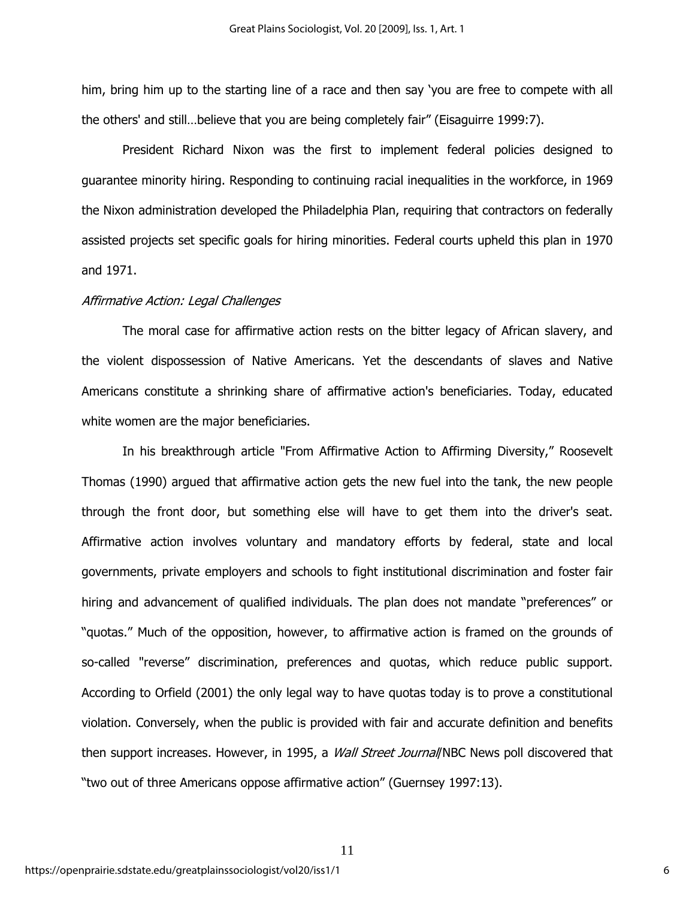him, bring him up to the starting line of a race and then say 'you are free to compete with all the others' and still…believe that you are being completely fair" (Eisaguirre 1999:7).

President Richard Nixon was the first to implement federal policies designed to guarantee minority hiring. Responding to continuing racial inequalities in the workforce, in 1969 the Nixon administration developed the Philadelphia Plan, requiring that contractors on federally assisted projects set specific goals for hiring minorities. Federal courts upheld this plan in 1970 and 1971.

*Affirmative Action: Legal Challenges*

The moral case for affirmative action rests on the bitter legacy of African slavery, and the violent dispossession of Native Americans. Yet the descendants of slaves and Native Americans constitute a shrinking share of affirmative action's beneficiaries. Today, educated white women are the major beneficiaries.

In his breakthrough article "From Affirmative Action to Affirming Diversity," Roosevelt Thomas (1990) argued that affirmative action gets the new fuel into the tank, the new people through the front door, but something else will have to get them into the driver's seat. Affirmative action involves voluntary and mandatory efforts by federal, state and local governments, private employers and schools to fight institutional discrimination and foster fair hiring and advancement of qualified individuals. The plan does not mandate "preferences" or "quotas." Much of the opposition, however, to affirmative action is framed on the grounds of so-called "reverse" discrimination, preferences and quotas, which reduce public support. According to Orfield (2001) the only legal way to have quotas today is to prove a constitutional violation. Conversely, when the public is provided with fair and accurate definition and benefits then support increases. However, in 1995, a *Wall Street Journal*/NBC News poll discovered that "two out of three Americans oppose affirmative action" (Guernsey 1997:13).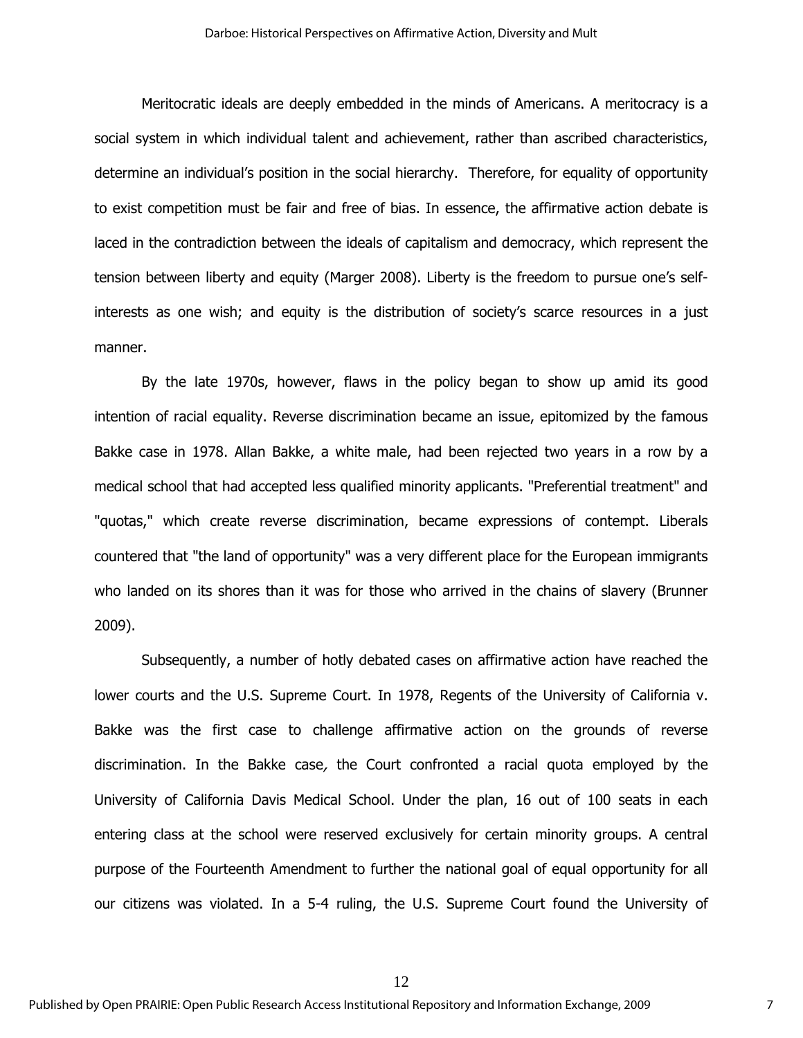Meritocratic ideals are deeply embedded in the minds of Americans. A meritocracy is a social system in which individual talent and achievement, rather than ascribed characteristics, determine an individual's position in the social hierarchy. Therefore, for equality of opportunity to exist competition must be fair and free of bias. In essence, the affirmative action debate is laced in the contradiction between the ideals of capitalism and democracy, which represent the tension between liberty and equity (Marger 2008). Liberty is the freedom to pursue one's self-interests as one wish; and equity is the distribution of society's scarce resources in a just manner.

By the late 1970s, however, flaws in the policy began to show up amid its good intention of racial equality. Reverse discrimination became an issue, epitomized by the famous Bakke case in 1978. Allan Bakke, a white male, had been rejected two years in a row by a medical school that had accepted less qualified minority applicants. "Preferential treatment" and "quotas," which create reverse discrimination, became expressions of contempt. Liberals countered that "the land of opportunity" was a very different place for the European immigrants who landed on its shores than it was for those who arrived in the chains of slavery (Brunner 2009).

Subsequently, a number of hotly debated cases on affirmative action have reached the lower courts and the U.S. Supreme Court. In 1978, Regents of the University of California v. Bakke was the first case to challenge affirmative action on the grounds of reverse discrimination. In the Bakke case*,* the Court confronted a racial quota employed by the University of California Davis Medical School. Under the plan, 16 out of 100 seats in each entering class at the school were reserved exclusively for certain minority groups. A central purpose of the Fourteenth Amendment to further the national goal of equal opportunity for all our citizens was violated. In a 5-4 ruling, the U.S. Supreme Court found the University of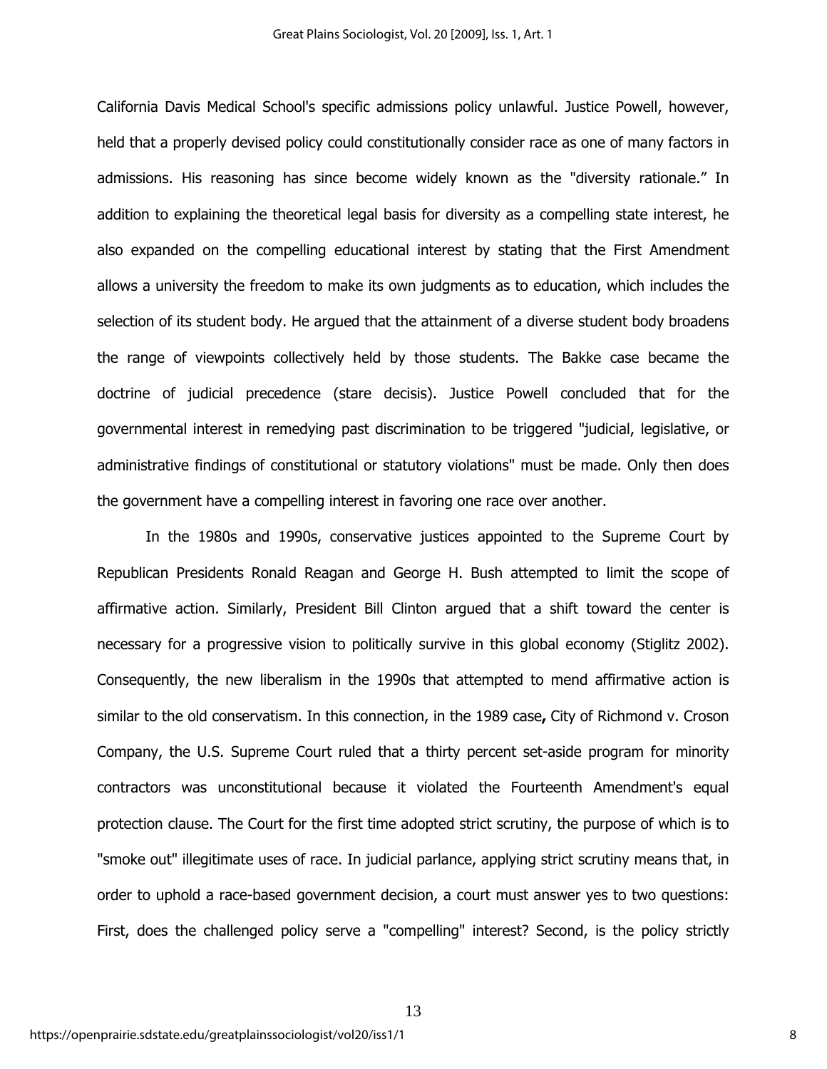California Davis Medical School's specific admissions policy unlawful. Justice Powell, however, held that a properly devised policy could constitutionally consider race as one of many factors in admissions. His reasoning has since become widely known as the "diversity rationale." In addition to explaining the theoretical legal basis for diversity as a compelling state interest, he also expanded on the compelling educational interest by stating that the First Amendment allows a university the freedom to make its own judgments as to education, which includes the selection of its student body. He argued that the attainment of a diverse student body broadens the range of viewpoints collectively held by those students. The Bakke case became the doctrine of judicial precedence (stare decisis). Justice Powell concluded that for the governmental interest in remedying past discrimination to be triggered "judicial, legislative, or administrative findings of constitutional or statutory violations" must be made. Only then does the government have a compelling interest in favoring one race over another.

In the 1980s and 1990s, conservative justices appointed to the Supreme Court by Republican Presidents Ronald Reagan and George H. Bush attempted to limit the scope of affirmative action. Similarly, President Bill Clinton argued that a shift toward the center is necessary for a progressive vision to politically survive in this global economy (Stiglitz 2002). Consequently, the new liberalism in the 1990s that attempted to mend affirmative action is similar to the old conservatism. In this connection, in the 1989 case**,** City of Richmond v. Croson Company, the U.S. Supreme Court ruled that a thirty percent set-aside program for minority contractors was unconstitutional because it violated the Fourteenth Amendment's equal protection clause. The Court for the first time adopted strict scrutiny, the purpose of which is to "smoke out" illegitimate uses of race. In judicial parlance, applying strict scrutiny means that, in order to uphold a race-based government decision, a court must answer yes to two questions: First, does the challenged policy serve a "compelling" interest? Second, is the policy strictly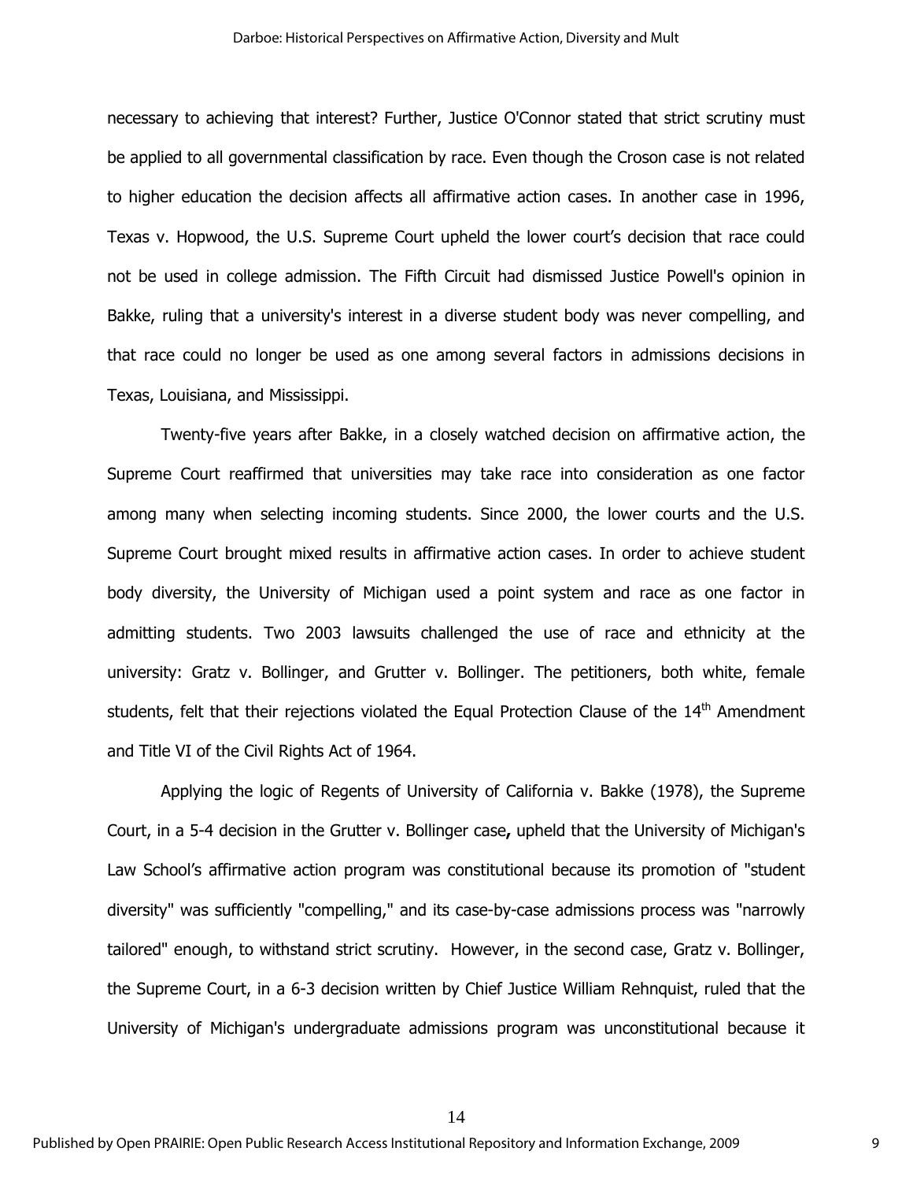necessary to achieving that interest? Further, Justice O'Connor stated that strict scrutiny must be applied to all governmental classification by race. Even though the Croson case is not related to higher education the decision affects all affirmative action cases. In another case in 1996, Texas v. Hopwood, the U.S. Supreme Court upheld the lower court's decision that race could not be used in college admission. The Fifth Circuit had dismissed Justice Powell's opinion in Bakke, ruling that a university's interest in a diverse student body was never compelling, and that race could no longer be used as one among several factors in admissions decisions in Texas, Louisiana, and Mississippi.

Twenty-five years after Bakke, in a closely watched decision on affirmative action, the Supreme Court reaffirmed that universities may take race into consideration as one factor among many when selecting incoming students. Since 2000, the lower courts and the U.S. Supreme Court brought mixed results in affirmative action cases. In order to achieve student body diversity, the University of Michigan used a point system and race as one factor in admitting students. Two 2003 lawsuits challenged the use of race and ethnicity at the university: Gratz v. Bollinger, and Grutter v. Bollinger. The petitioners, both white, female students, felt that their rejections violated the Equal Protection Clause of the 14th Amendment and Title VI of the Civil Rights Act of 1964.

Applying the logic of Regents of University of California v. Bakke (1978), the Supreme Court, in a 5-4 decision in the Grutter v. Bollinger case**,** upheld that the University of Michigan's Law School's affirmative action program was constitutional because its promotion of "student diversity" was sufficiently "compelling," and its case-by-case admissions process was "narrowly tailored" enough, to withstand strict scrutiny. However, in the second case, Gratz v. Bollinger, the Supreme Court, in a 6-3 decision written by Chief Justice William Rehnquist, ruled that the University of Michigan's undergraduate admissions program was unconstitutional because it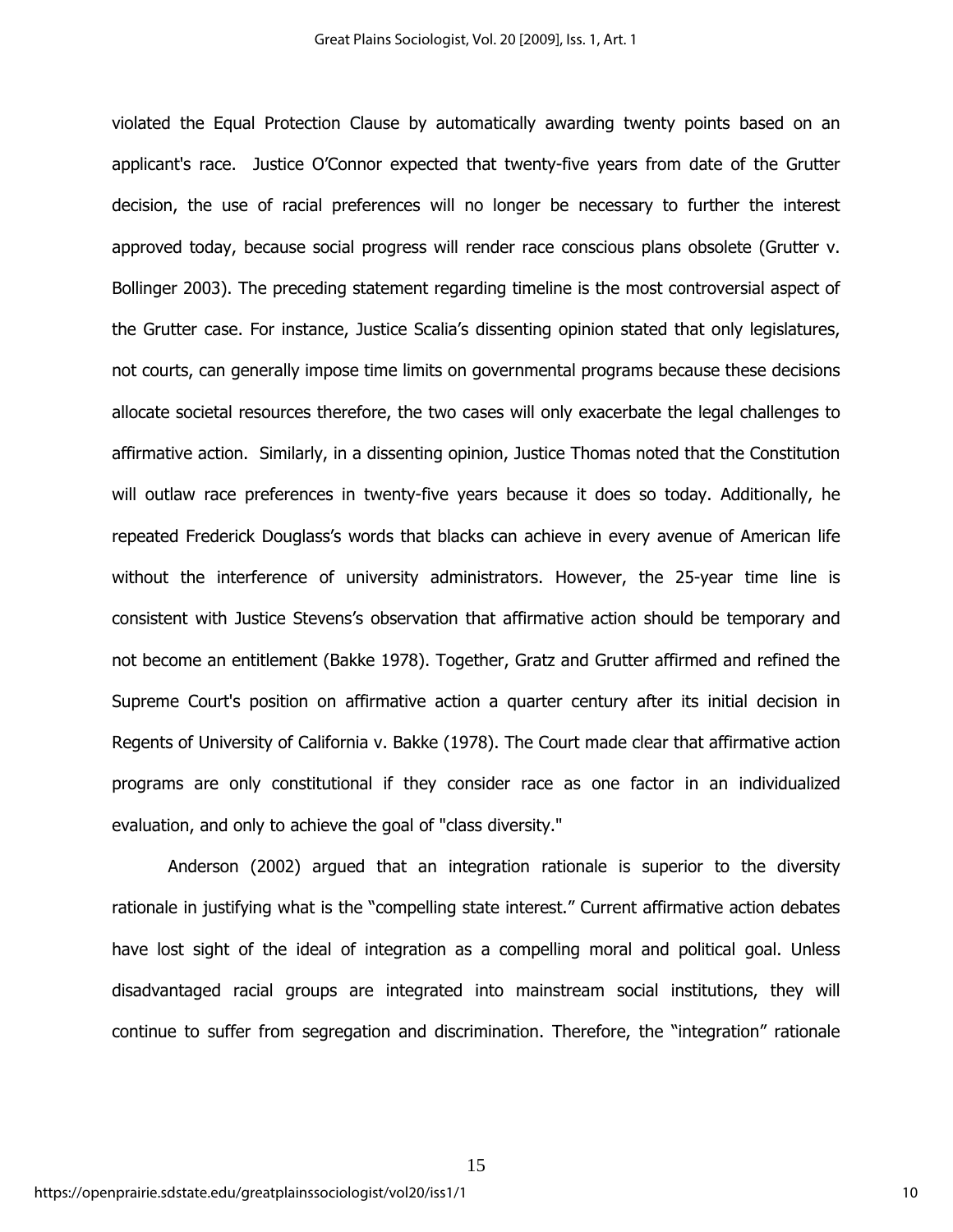violated the Equal Protection Clause by automatically awarding twenty points based on an applicant's race. Justice O'Connor expected that twenty-five years from date of the Grutter decision, the use of racial preferences will no longer be necessary to further the interest approved today, because social progress will render race conscious plans obsolete (Grutter v. Bollinger 2003). The preceding statement regarding timeline is the most controversial aspect of the Grutter case. For instance, Justice Scalia's dissenting opinion stated that only legislatures, not courts, can generally impose time limits on governmental programs because these decisions allocate societal resources therefore, the two cases will only exacerbate the legal challenges to affirmative action. Similarly, in a dissenting opinion, Justice Thomas noted that the Constitution will outlaw race preferences in twenty-five years because it does so today. Additionally, he repeated Frederick Douglass's words that blacks can achieve in every avenue of American life without the interference of university administrators. However, the 25-year time line is consistent with Justice Stevens's observation that affirmative action should be temporary and not become an entitlement (Bakke 1978). Together, Gratz and Grutter affirmed and refined the Supreme Court's position on affirmative action a quarter century after its initial decision in Regents of University of California v. Bakke (1978). The Court made clear that affirmative action programs are only constitutional if they consider race as one factor in an individualized evaluation, and only to achieve the goal of "class diversity."

Anderson (2002) argued that an integration rationale is superior to the diversity rationale in justifying what is the "compelling state interest." Current affirmative action debates have lost sight of the ideal of integration as a compelling moral and political goal. Unless disadvantaged racial groups are integrated into mainstream social institutions, they will continue to suffer from segregation and discrimination. Therefore, the "integration" rationale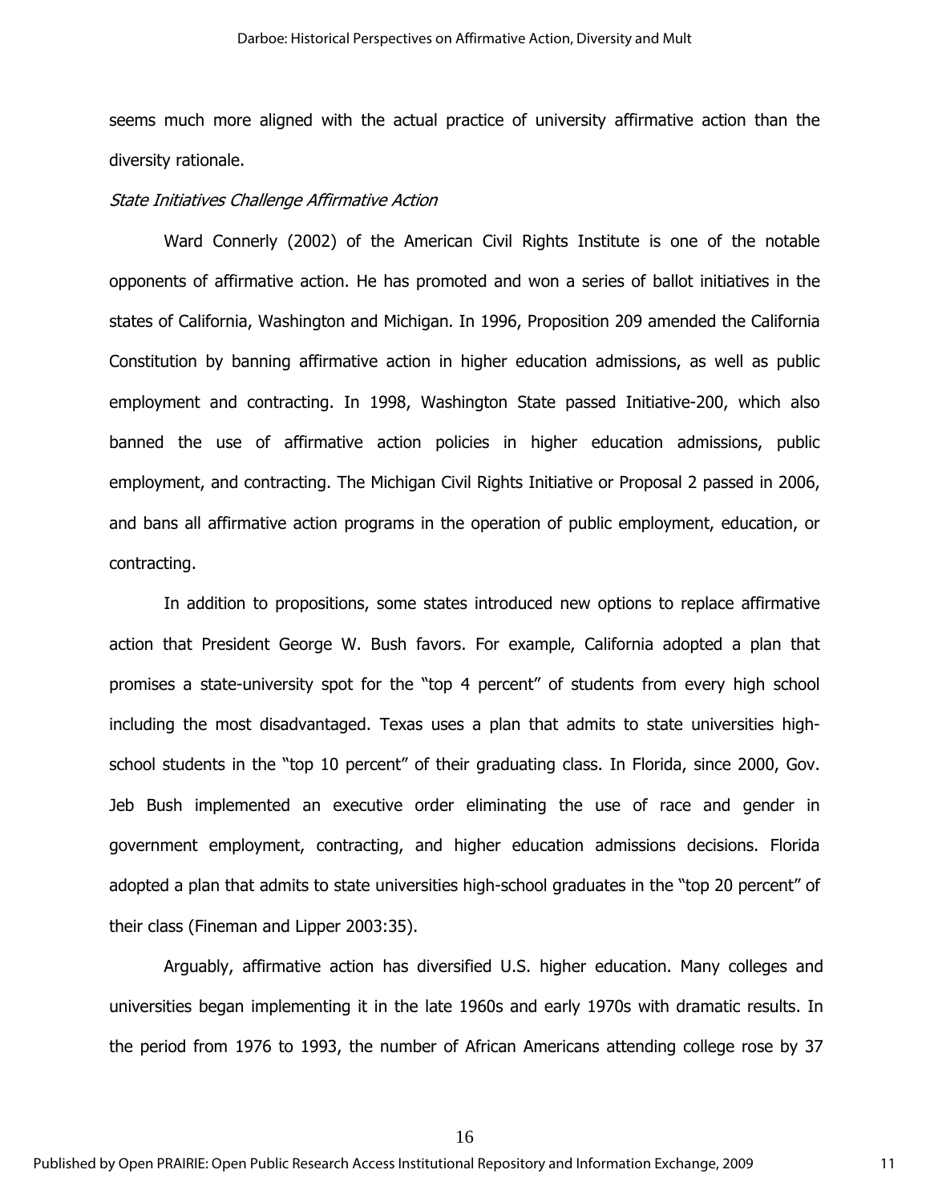seems much more aligned with the actual practice of university affirmative action than the diversity rationale.

*State Initiatives Challenge Affirmative Action*

Ward Connerly (2002) of the American Civil Rights Institute is one of the notable opponents of affirmative action. He has promoted and won a series of ballot initiatives in the states of California, Washington and Michigan. In 1996, Proposition 209 amended the California Constitution by banning affirmative action in higher education admissions, as well as public employment and contracting. In 1998, Washington State passed Initiative-200, which also banned the use of affirmative action policies in higher education admissions, public employment, and contracting. The Michigan Civil Rights Initiative or Proposal 2 passed in 2006, and bans all affirmative action programs in the operation of public employment, education, or contracting.

In addition to propositions, some states introduced new options to replace affirmative action that President George W. Bush favors. For example, California adopted a plan that promises a state-university spot for the "top 4 percent" of students from every high school including the most disadvantaged. Texas uses a plan that admits to state universities high-school students in the "top 10 percent" of their graduating class. In Florida, since 2000, Gov. Jeb Bush implemented an executive order eliminating the use of race and gender in government employment, contracting, and higher education admissions decisions. Florida adopted a plan that admits to state universities high-school graduates in the "top 20 percent" of their class (Fineman and Lipper 2003:35).

Arguably, affirmative action has diversified U.S. higher education. Many colleges and universities began implementing it in the late 1960s and early 1970s with dramatic results. In the period from 1976 to 1993, the number of African Americans attending college rose by 37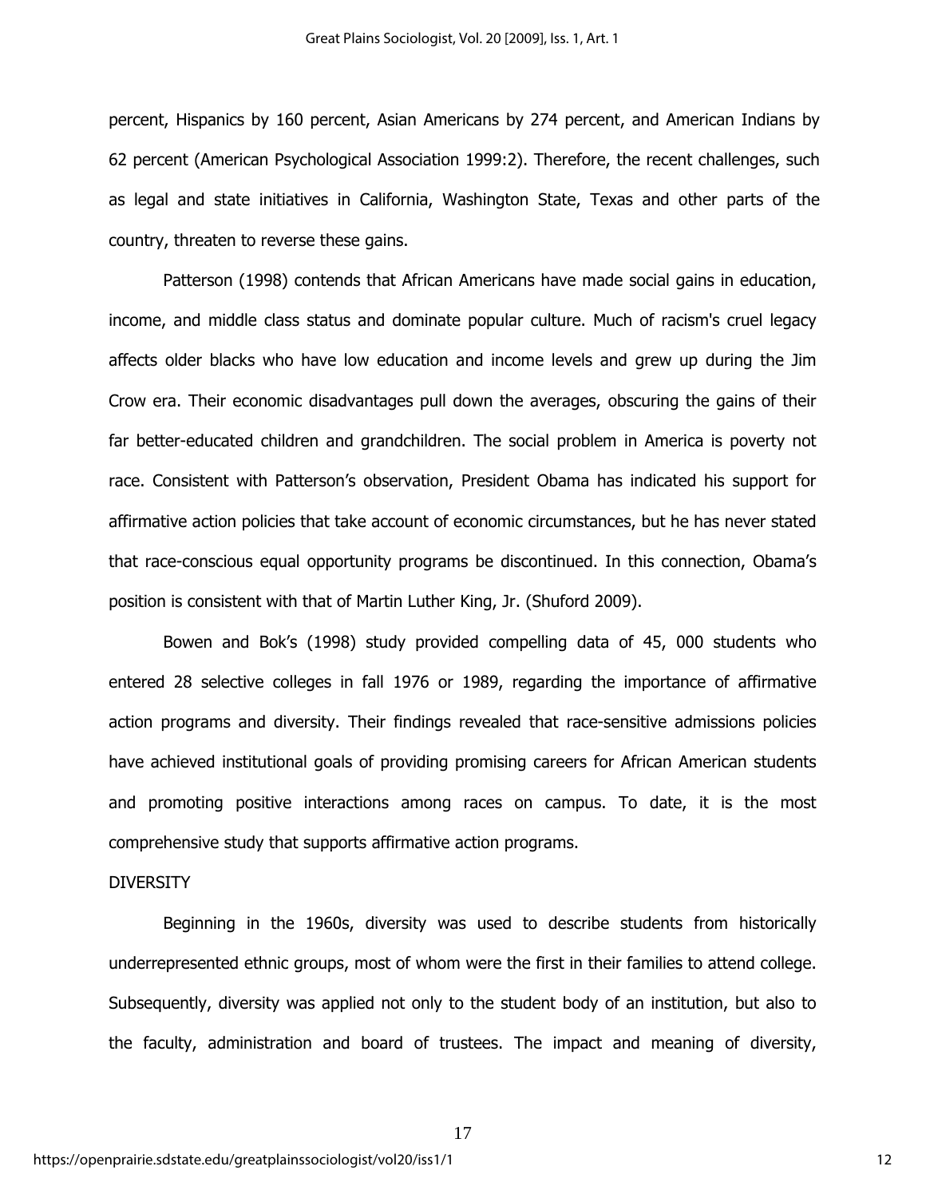percent, Hispanics by 160 percent, Asian Americans by 274 percent, and American Indians by 62 percent (American Psychological Association 1999:2). Therefore, the recent challenges, such as legal and state initiatives in California, Washington State, Texas and other parts of the country, threaten to reverse these gains.

Patterson (1998) contends that African Americans have made social gains in education, income, and middle class status and dominate popular culture. Much of racism's cruel legacy affects older blacks who have low education and income levels and grew up during the Jim Crow era. Their economic disadvantages pull down the averages, obscuring the gains of their far better-educated children and grandchildren. The social problem in America is poverty not race. Consistent with Patterson's observation, President Obama has indicated his support for affirmative action policies that take account of economic circumstances, but he has never stated that race-conscious equal opportunity programs be discontinued. In this connection, Obama's position is consistent with that of Martin Luther King, Jr. (Shuford 2009).

Bowen and Bok's (1998) study provided compelling data of 45, 000 students who entered 28 selective colleges in fall 1976 or 1989, regarding the importance of affirmative action programs and diversity. Their findings revealed that race-sensitive admissions policies have achieved institutional goals of providing promising careers for African American students and promoting positive interactions among races on campus. To date, it is the most comprehensive study that supports affirmative action programs.

## DIVERSITY

Beginning in the 1960s, diversity was used to describe students from historically underrepresented ethnic groups, most of whom were the first in their families to attend college. Subsequently, diversity was applied not only to the student body of an institution, but also to the faculty, administration and board of trustees. The impact and meaning of diversity,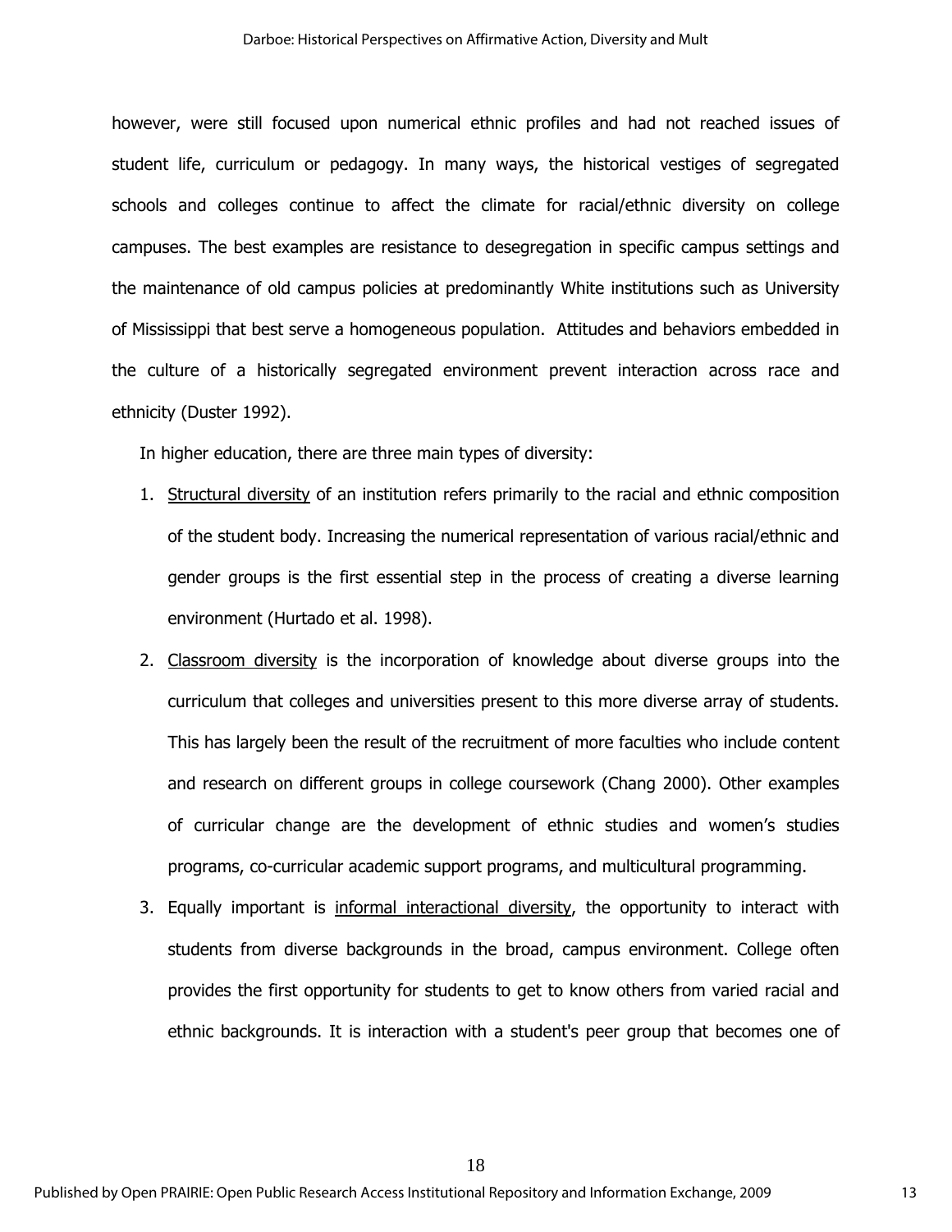however, were still focused upon numerical ethnic profiles and had not reached issues of student life, curriculum or pedagogy. In many ways, the historical vestiges of segregated schools and colleges continue to affect the climate for racial/ethnic diversity on college campuses. The best examples are resistance to desegregation in specific campus settings and the maintenance of old campus policies at predominantly White institutions such as University of Mississippi that best serve a homogeneous population. Attitudes and behaviors embedded in the culture of a historically segregated environment prevent interaction across race and ethnicity (Duster 1992).

In higher education, there are three main types of diversity:

1. Structural diversity of an institution refers primarily to the racial and ethnic composition of the student body. Increasing the numerical representation of various racial/ethnic and gender groups is the first essential step in the process of creating a diverse learning environment (Hurtado et al. 1998).
2. Classroom diversity is the incorporation of knowledge about diverse groups into the curriculum that colleges and universities present to this more diverse array of students. This has largely been the result of the recruitment of more faculties who include content and research on different groups in college coursework (Chang 2000). Other examples of curricular change are the development of ethnic studies and women's studies programs, co-curricular academic support programs, and multicultural programming.
3. Equally important is informal interactional diversity, the opportunity to interact with students from diverse backgrounds in the broad, campus environment. College often provides the first opportunity for students to get to know others from varied racial and ethnic backgrounds. It is interaction with a student's peer group that becomes one of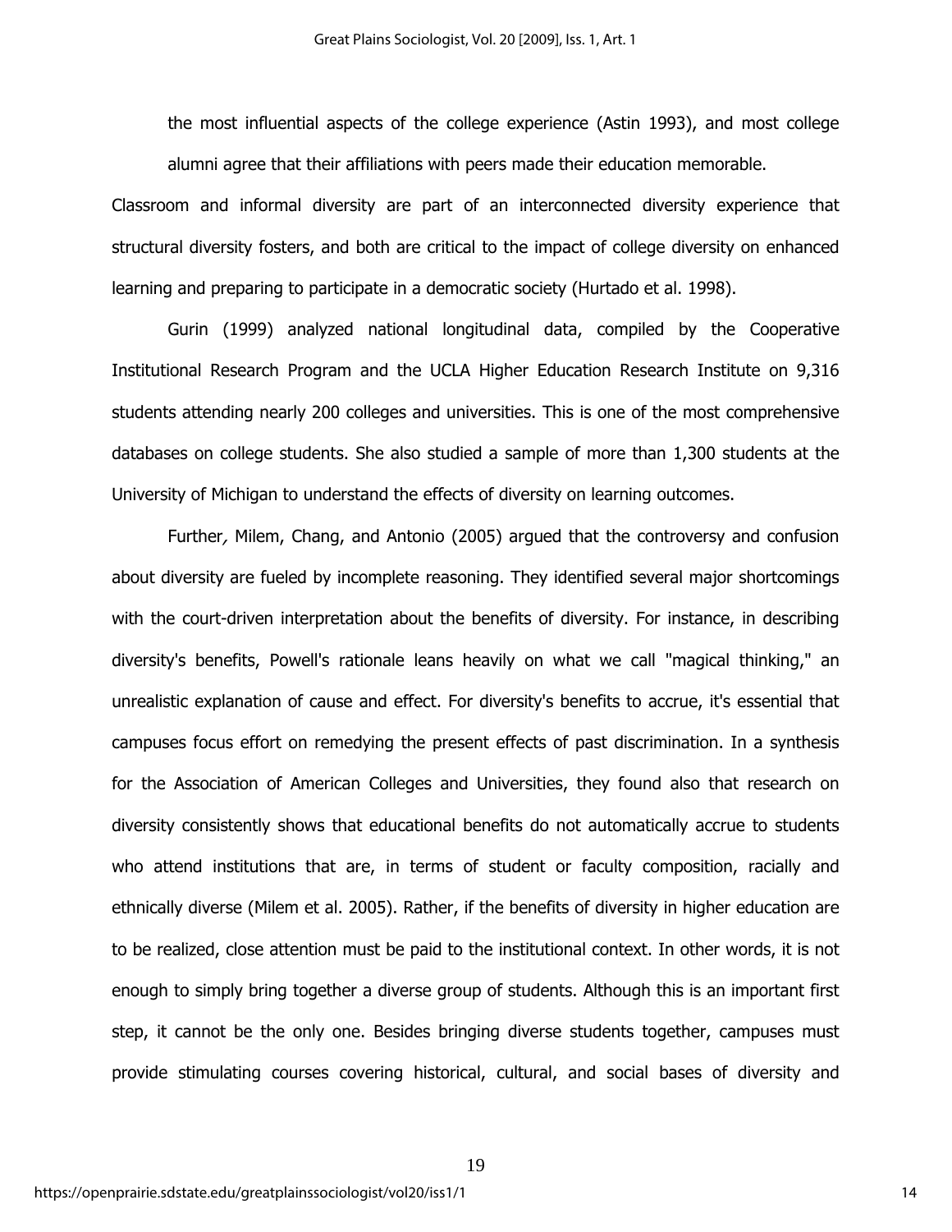the most influential aspects of the college experience (Astin 1993), and most college alumni agree that their affiliations with peers made their education memorable.

Classroom and informal diversity are part of an interconnected diversity experience that structural diversity fosters, and both are critical to the impact of college diversity on enhanced learning and preparing to participate in a democratic society (Hurtado et al. 1998).

Gurin (1999) analyzed national longitudinal data, compiled by the Cooperative Institutional Research Program and the UCLA Higher Education Research Institute on 9,316 students attending nearly 200 colleges and universities. This is one of the most comprehensive databases on college students. She also studied a sample of more than 1,300 students at the University of Michigan to understand the effects of diversity on learning outcomes.

Further, Milem, Chang, and Antonio (2005) argued that the controversy and confusion about diversity are fueled by incomplete reasoning. They identified several major shortcomings with the court-driven interpretation about the benefits of diversity. For instance, in describing diversity's benefits, Powell's rationale leans heavily on what we call "magical thinking," an unrealistic explanation of cause and effect. For diversity's benefits to accrue, it's essential that campuses focus effort on remedying the present effects of past discrimination. In a synthesis for the Association of American Colleges and Universities, they found also that research on diversity consistently shows that educational benefits do not automatically accrue to students who attend institutions that are, in terms of student or faculty composition, racially and ethnically diverse (Milem et al. 2005). Rather, if the benefits of diversity in higher education are to be realized, close attention must be paid to the institutional context. In other words, it is not enough to simply bring together a diverse group of students. Although this is an important first step, it cannot be the only one. Besides bringing diverse students together, campuses must provide stimulating courses covering historical, cultural, and social bases of diversity and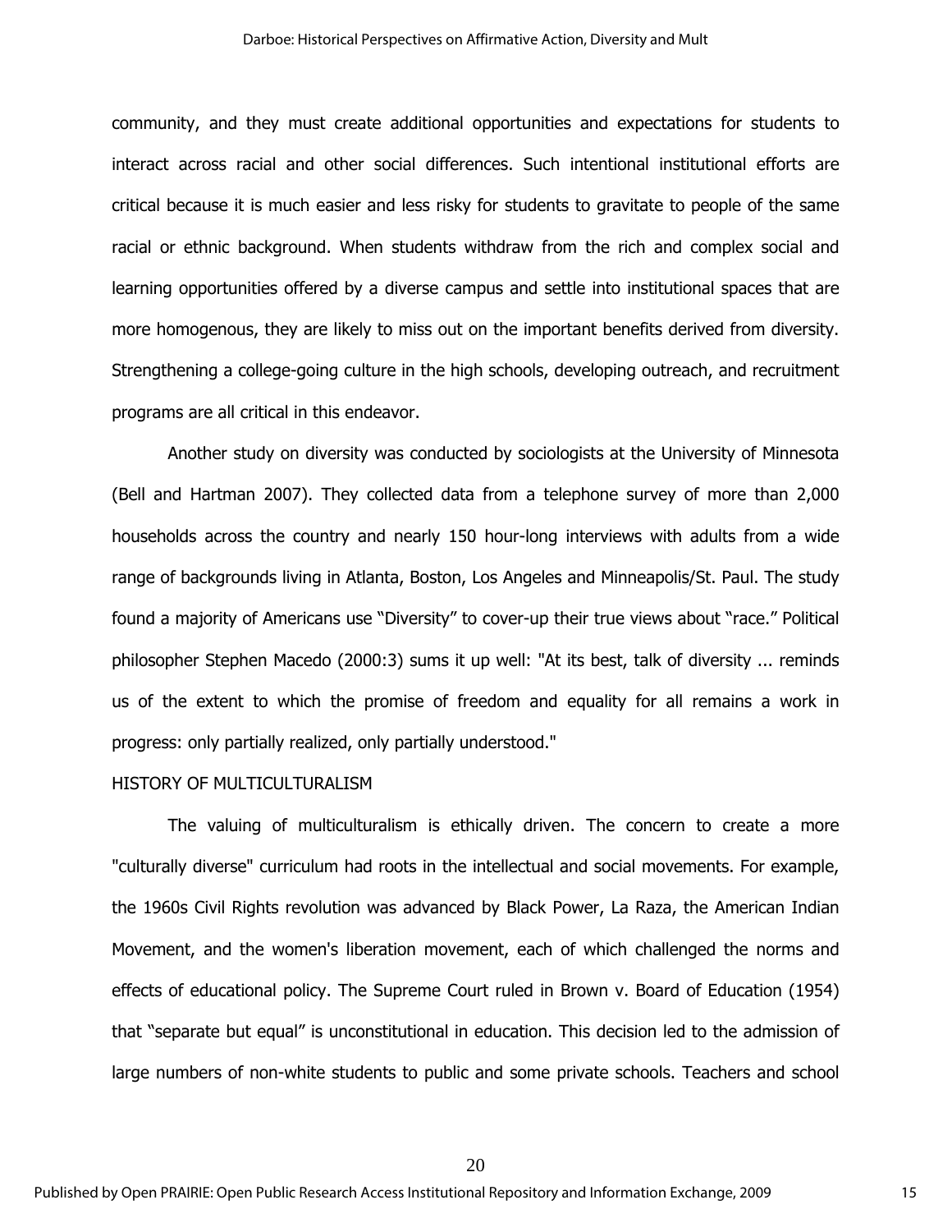community, and they must create additional opportunities and expectations for students to interact across racial and other social differences. Such intentional institutional efforts are critical because it is much easier and less risky for students to gravitate to people of the same racial or ethnic background. When students withdraw from the rich and complex social and learning opportunities offered by a diverse campus and settle into institutional spaces that are more homogenous, they are likely to miss out on the important benefits derived from diversity. Strengthening a college-going culture in the high schools, developing outreach, and recruitment programs are all critical in this endeavor.

Another study on diversity was conducted by sociologists at the University of Minnesota (Bell and Hartman 2007). They collected data from a telephone survey of more than 2,000 households across the country and nearly 150 hour-long interviews with adults from a wide range of backgrounds living in Atlanta, Boston, Los Angeles and Minneapolis/St. Paul. The study found a majority of Americans use "Diversity" to cover-up their true views about "race." Political philosopher Stephen Macedo (2000:3) sums it up well: "At its best, talk of diversity ... reminds us of the extent to which the promise of freedom and equality for all remains a work in progress: only partially realized, only partially understood."

HISTORY OF MULTICULTURALISM

The valuing of multiculturalism is ethically driven. The concern to create a more "culturally diverse" curriculum had roots in the intellectual and social movements. For example, the 1960s Civil Rights revolution was advanced by Black Power, La Raza, the American Indian Movement, and the women's liberation movement, each of which challenged the norms and effects of educational policy. The Supreme Court ruled in Brown v. Board of Education (1954) that "separate but equal" is unconstitutional in education. This decision led to the admission of large numbers of non-white students to public and some private schools. Teachers and school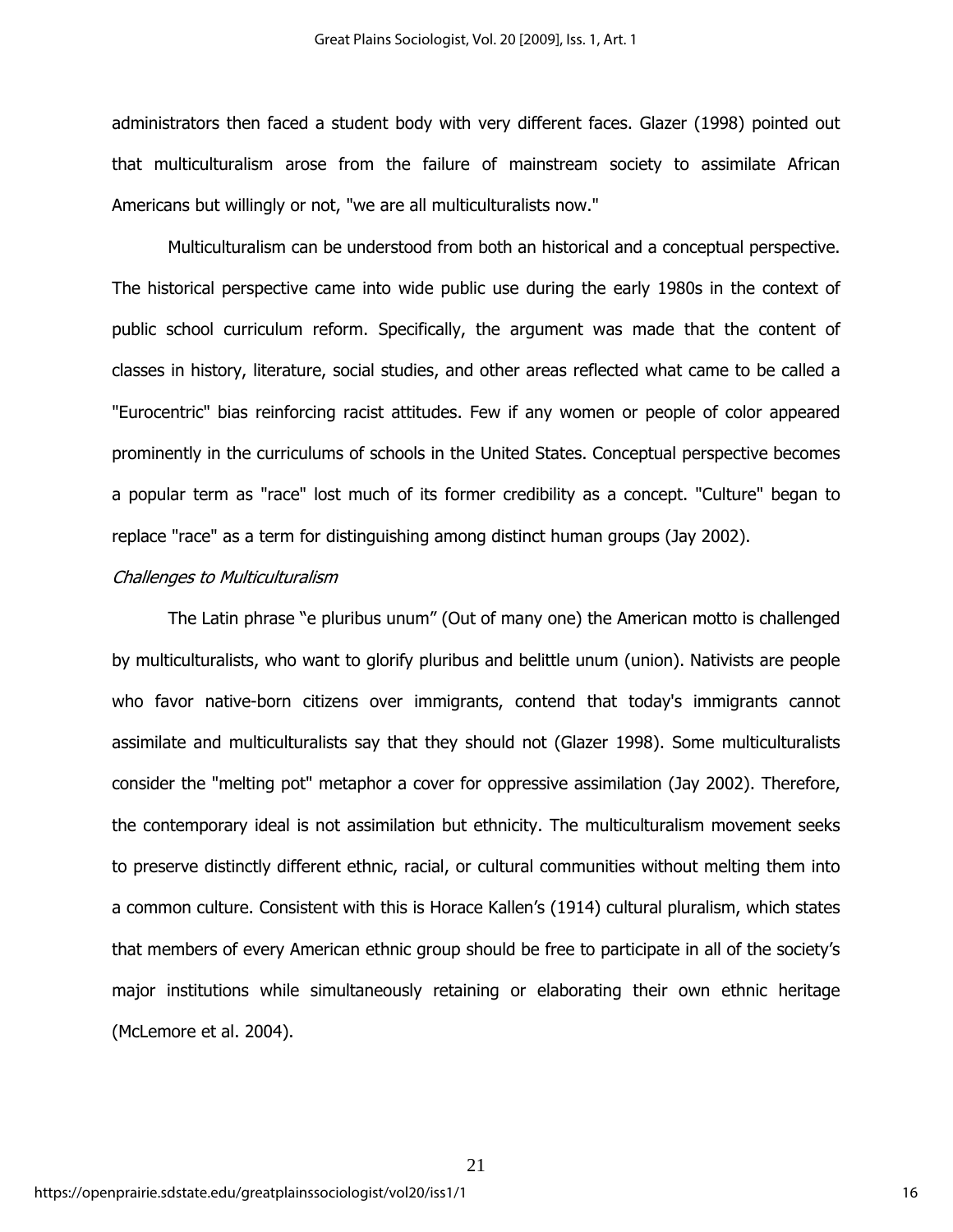administrators then faced a student body with very different faces. Glazer (1998) pointed out that multiculturalism arose from the failure of mainstream society to assimilate African Americans but willingly or not, "we are all multiculturalists now."

Multiculturalism can be understood from both an historical and a conceptual perspective. The historical perspective came into wide public use during the early 1980s in the context of public school curriculum reform. Specifically, the argument was made that the content of classes in history, literature, social studies, and other areas reflected what came to be called a "Eurocentric" bias reinforcing racist attitudes. Few if any women or people of color appeared prominently in the curriculums of schools in the United States. Conceptual perspective becomes a popular term as "race" lost much of its former credibility as a concept. "Culture" began to replace "race" as a term for distinguishing among distinct human groups (Jay 2002).

*Challenges to Multiculturalism*

The Latin phrase "e pluribus unum" (Out of many one) the American motto is challenged by multiculturalists, who want to glorify pluribus and belittle unum (union). Nativists are people who favor native-born citizens over immigrants, contend that today's immigrants cannot assimilate and multiculturalists say that they should not (Glazer 1998). Some multiculturalists consider the "melting pot" metaphor a cover for oppressive assimilation (Jay 2002). Therefore, the contemporary ideal is not assimilation but ethnicity. The multiculturalism movement seeks to preserve distinctly different ethnic, racial, or cultural communities without melting them into a common culture. Consistent with this is Horace Kallen's (1914) cultural pluralism, which states that members of every American ethnic group should be free to participate in all of the society's major institutions while simultaneously retaining or elaborating their own ethnic heritage (McLemore et al. 2004).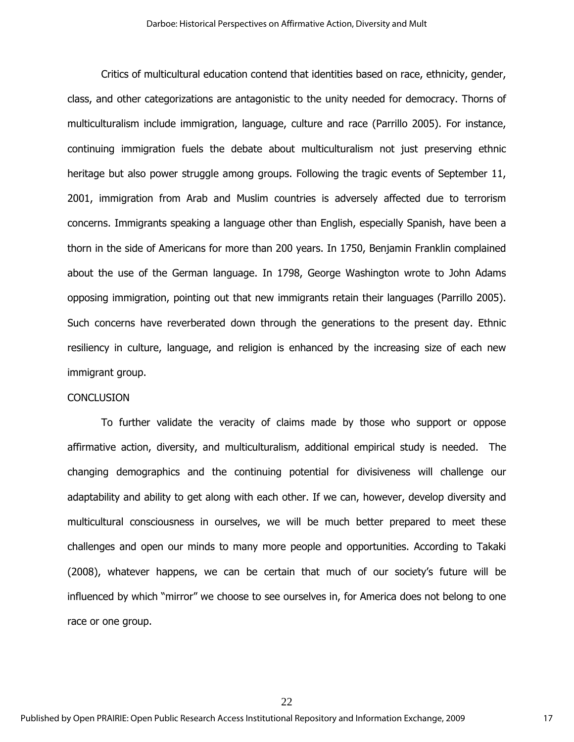Critics of multicultural education contend that identities based on race, ethnicity, gender, class, and other categorizations are antagonistic to the unity needed for democracy. Thorns of multiculturalism include immigration, language, culture and race (Parrillo 2005). For instance, continuing immigration fuels the debate about multiculturalism not just preserving ethnic heritage but also power struggle among groups. Following the tragic events of September 11, 2001, immigration from Arab and Muslim countries is adversely affected due to terrorism concerns. Immigrants speaking a language other than English, especially Spanish, have been a thorn in the side of Americans for more than 200 years. In 1750, Benjamin Franklin complained about the use of the German language. In 1798, George Washington wrote to John Adams opposing immigration, pointing out that new immigrants retain their languages (Parrillo 2005). Such concerns have reverberated down through the generations to the present day. Ethnic resiliency in culture, language, and religion is enhanced by the increasing size of each new immigrant group.

## CONCLUSION

To further validate the veracity of claims made by those who support or oppose affirmative action, diversity, and multiculturalism, additional empirical study is needed. The changing demographics and the continuing potential for divisiveness will challenge our adaptability and ability to get along with each other. If we can, however, develop diversity and multicultural consciousness in ourselves, we will be much better prepared to meet these challenges and open our minds to many more people and opportunities. According to Takaki (2008), whatever happens, we can be certain that much of our society's future will be influenced by which "mirror" we choose to see ourselves in, for America does not belong to one race or one group.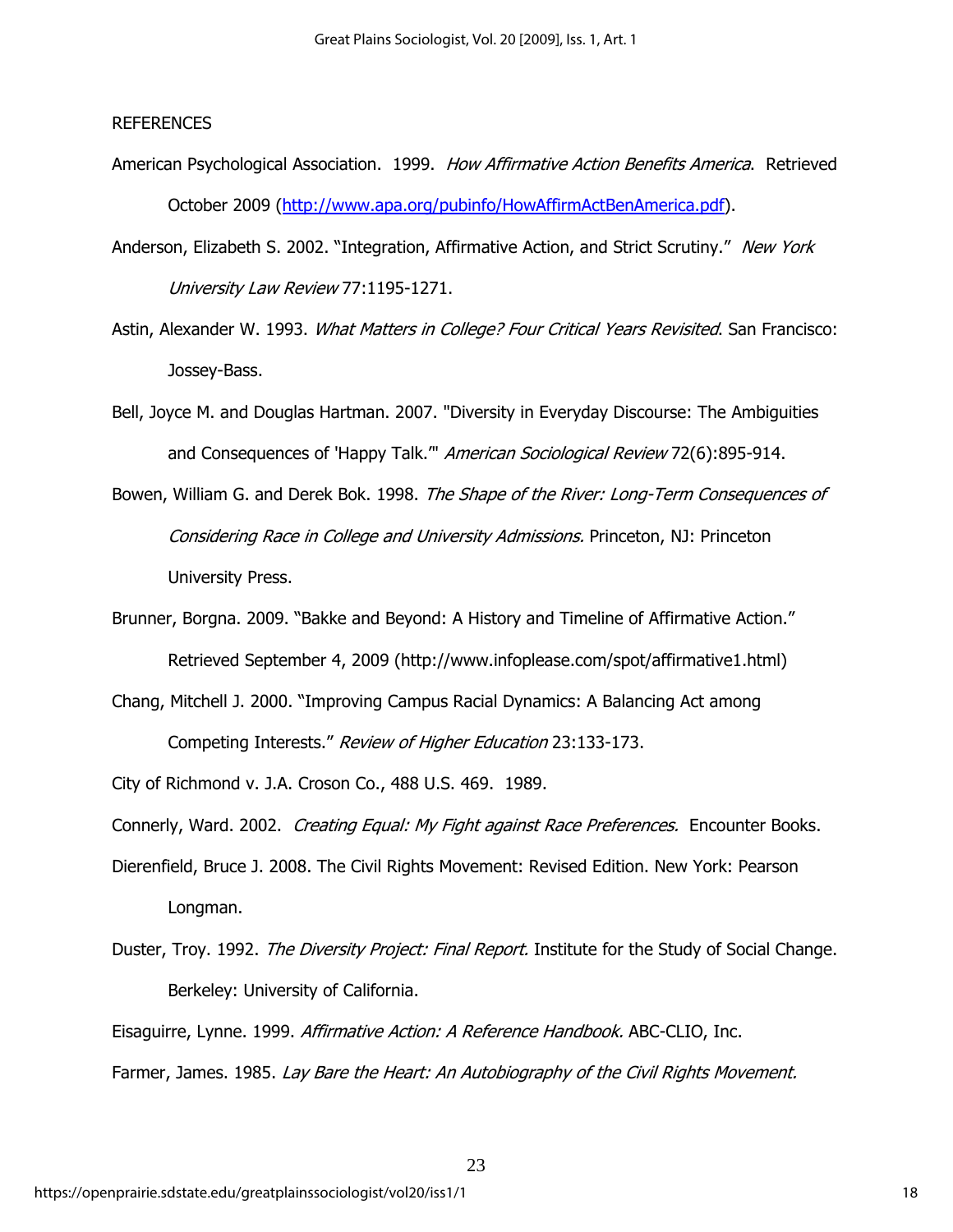REFERENCES

American Psychological Association. 1999. *How Affirmative Action Benefits America*. Retrieved October 2009 (http://www.apa.org/pubinfo/HowAffirmActBenAmerica.pdf).

Anderson, Elizabeth S. 2002. "Integration, Affirmative Action, and Strict Scrutiny." *New York University Law Review* 77:1195-1271.

Astin, Alexander W. 1993. *What Matters in College? Four Critical Years Revisited*. San Francisco: Jossey-Bass.

Bell, Joyce M. and Douglas Hartman. 2007. "Diversity in Everyday Discourse: The Ambiguities and Consequences of 'Happy Talk.'" *American Sociological Review* 72(6):895-914.

Bowen, William G. and Derek Bok. 1998. *The Shape of the River: Long-Term Consequences of Considering Race in College and University Admissions.* Princeton, NJ: Princeton University Press.

Brunner, Borgna. 2009. "Bakke and Beyond: A History and Timeline of Affirmative Action." Retrieved September 4, 2009 (http://www.infoplease.com/spot/affirmative1.html)

Chang, Mitchell J. 2000. "Improving Campus Racial Dynamics: A Balancing Act among Competing Interests." *Review of Higher Education* 23:133-173.

City of Richmond v. J.A. Croson Co., 488 U.S. 469. 1989.

Connerly, Ward. 2002. *Creating Equal: My Fight against Race Preferences.* Encounter Books.

Dierenfield, Bruce J. 2008. The Civil Rights Movement: Revised Edition. New York: Pearson Longman.

Duster, Troy. 1992. *The Diversity Project: Final Report.* Institute for the Study of Social Change. Berkeley: University of California.

Eisaguirre, Lynne. 1999. *Affirmative Action: A Reference Handbook.* ABC-CLIO, Inc.

Farmer, James. 1985. *Lay Bare the Heart: An Autobiography of the Civil Rights Movement.*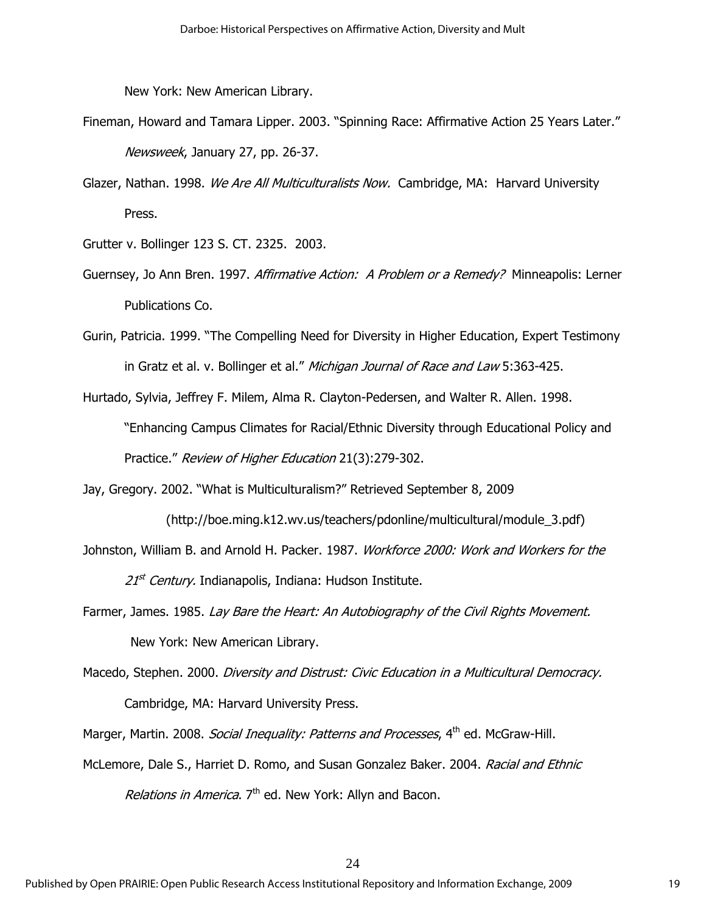New York: New American Library.

Fineman, Howard and Tamara Lipper. 2003. "Spinning Race: Affirmative Action 25 Years Later." *Newsweek*, January 27, pp. 26-37.

Glazer, Nathan. 1998. *We Are All Multiculturalists Now.* Cambridge, MA: Harvard University Press.

Grutter v. Bollinger 123 S. CT. 2325. 2003.

Guernsey, Jo Ann Bren. 1997. *Affirmative Action: A Problem or a Remedy?* Minneapolis: Lerner Publications Co.

Gurin, Patricia. 1999. "The Compelling Need for Diversity in Higher Education, Expert Testimony in Gratz et al. v. Bollinger et al." *Michigan Journal of Race and Law* 5:363-425.

Hurtado, Sylvia, Jeffrey F. Milem, Alma R. Clayton-Pedersen, and Walter R. Allen. 1998. "Enhancing Campus Climates for Racial/Ethnic Diversity through Educational Policy and Practice." *Review of Higher Education* 21(3):279-302.

Jay, Gregory. 2002. "What is Multiculturalism?" Retrieved September 8, 2009 (http://boe.ming.k12.wv.us/teachers/pdonline/multicultural/module_3.pdf)

Johnston, William B. and Arnold H. Packer. 1987. *Workforce 2000: Work and Workers for the 21st Century.* Indianapolis, Indiana: Hudson Institute.

Farmer, James. 1985. *Lay Bare the Heart: An Autobiography of the Civil Rights Movement.* New York: New American Library.

Macedo, Stephen. 2000. *Diversity and Distrust: Civic Education in a Multicultural Democracy.* Cambridge, MA: Harvard University Press.

Marger, Martin. 2008. *Social Inequality: Patterns and Processes*, 4th ed. McGraw-Hill.

McLemore, Dale S., Harriet D. Romo, and Susan Gonzalez Baker. 2004. *Racial and Ethnic Relations in America*. 7th ed. New York: Allyn and Bacon.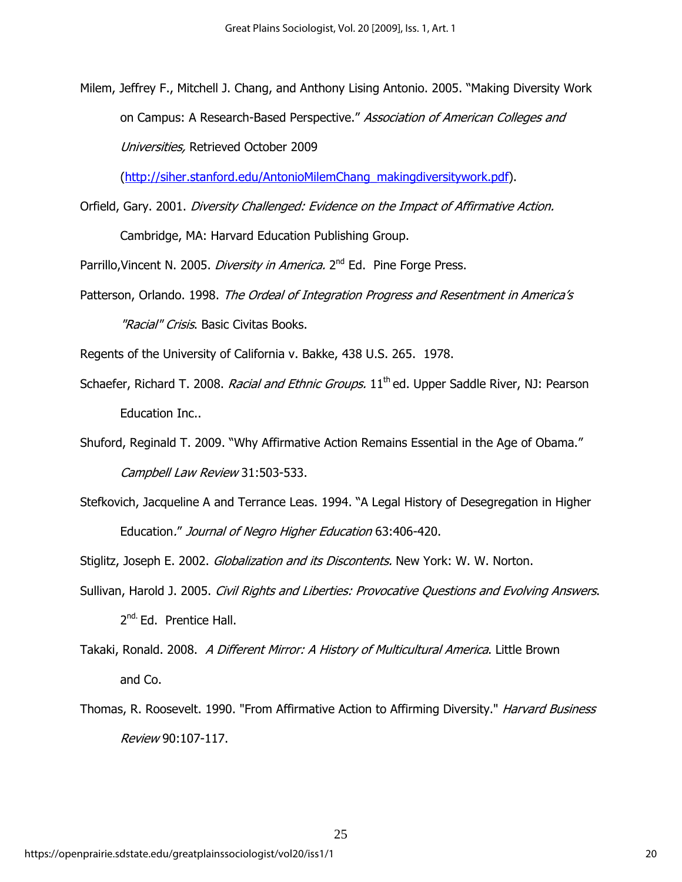Milem, Jeffrey F., Mitchell J. Chang, and Anthony Lising Antonio. 2005. "Making Diversity Work on Campus: A Research-Based Perspective." *Association of American Colleges and Universities,* Retrieved October 2009 (http://siher.stanford.edu/AntonioMilemChang_makingdiversitywork.pdf).

Orfield, Gary. 2001. *Diversity Challenged: Evidence on the Impact of Affirmative Action.* Cambridge, MA: Harvard Education Publishing Group.

Parrillo,Vincent N. 2005. *Diversity in America.* 2nd Ed. Pine Forge Press.

Patterson, Orlando. 1998. *The Ordeal of Integration Progress and Resentment in America's "Racial" Crisis*. Basic Civitas Books.

Regents of the University of California v. Bakke, 438 U.S. 265. 1978.

Schaefer, Richard T. 2008. *Racial and Ethnic Groups.* 11th ed. Upper Saddle River, NJ: Pearson Education Inc..

Shuford, Reginald T. 2009. "Why Affirmative Action Remains Essential in the Age of Obama." *Campbell Law Review* 31:503-533.

Stefkovich, Jacqueline A and Terrance Leas. 1994. "A Legal History of Desegregation in Higher Education." *Journal of Negro Higher Education* 63:406-420.

Stiglitz, Joseph E. 2002. *Globalization and its Discontents.* New York: W. W. Norton.

Sullivan, Harold J. 2005. *Civil Rights and Liberties: Provocative Questions and Evolving Answers*. 2nd. Ed. Prentice Hall.

Takaki, Ronald. 2008. *A Different Mirror: A History of Multicultural America*. Little Brown and Co.

Thomas, R. Roosevelt. 1990. "From Affirmative Action to Affirming Diversity." *Harvard Business Review* 90:107-117.